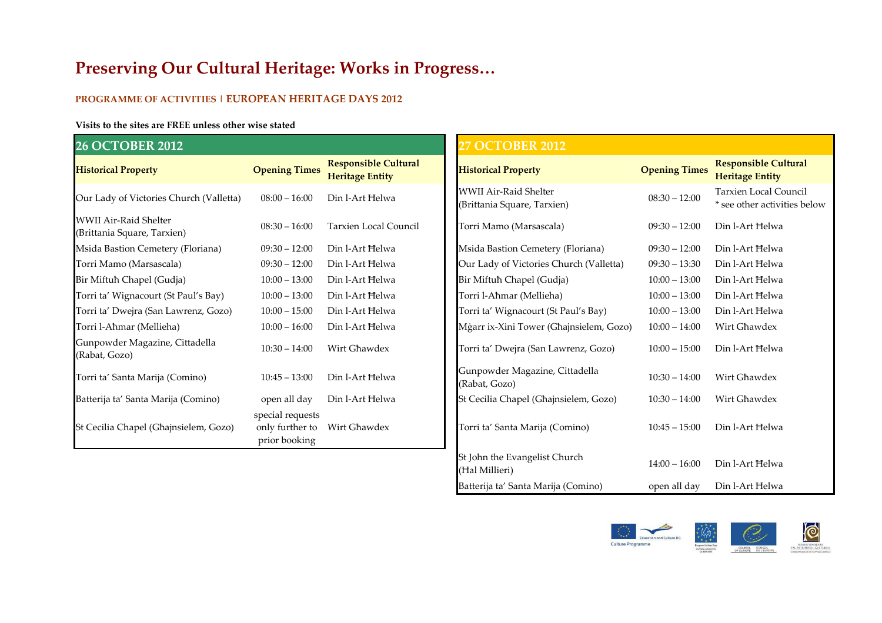# Preserving Our Cultural Heritage: Works in Progress…

**PROGRAMME OF ACTIVITIES | EUROPEAN HERITAGE DAYS 2012**

**Visits to the sites are FREE unless other wise stated**

## 26 OCTOBER 2012

| Historical Property | Opening Times | Responsible Cultural Heritage Entity |
|---|---|---|
| Our Lady of Victories Church (Valletta) | 08:00 – 16:00 | Din l-Art Ħelwa |
| WWII Air-Raid Shelter (Brittania Square, Tarxien) | 08:30 – 16:00 | Tarxien Local Council |
| Msida Bastion Cemetery (Floriana) | 09:30 – 12:00 | Din l-Art Ħelwa |
| Torri Mamo (Marsascala) | 09:30 – 12:00 | Din l-Art Ħelwa |
| Bir Miftuħ Chapel (Gudja) | 10:00 – 13:00 | Din l-Art Ħelwa |
| Torri ta' Wignacourt (St Paul's Bay) | 10:00 – 13:00 | Din l-Art Ħelwa |
| Torri ta' Dwejra (San Lawrenz, Gozo) | 10:00 – 15:00 | Din l-Art Ħelwa |
| Torri l-Aħmar (Mellieħa) | 10:00 – 16:00 | Din l-Art Ħelwa |
| Gunpowder Magazine, Cittadella (Rabat, Gozo) | 10:30 – 14:00 | Wirt Għawdex |
| Torri ta' Santa Marija (Comino) | 10:45 – 13:00 | Din l-Art Ħelwa |
| Batterija ta' Santa Marija (Comino) | open all day | Din l-Art Ħelwa |
| St Cecilia Chapel (Għajnsielem, Gozo) | special requests only further to prior booking | Wirt Għawdex |

## 27 OCTOBER 2012

| Historical Property | Opening Times | Responsible Cultural Heritage Entity |
|---|---|---|
| WWII Air-Raid Shelter (Brittania Square, Tarxien) | 08:30 – 12:00 | Tarxien Local Council * see other activities below |
| Torri Mamo (Marsascala) | 09:30 – 12:00 | Din l-Art Ħelwa |
| Msida Bastion Cemetery (Floriana) | 09:30 – 12:00 | Din l-Art Ħelwa |
| Our Lady of Victories Church (Valletta) | 09:30 – 13:30 | Din l-Art Ħelwa |
| Bir Miftuħ Chapel (Gudja) | 10:00 – 13:00 | Din l-Art Ħelwa |
| Torri l-Aħmar (Mellieħa) | 10:00 – 13:00 | Din l-Art Ħelwa |
| Torri ta' Wignacourt (St Paul's Bay) | 10:00 – 13:00 | Din l-Art Ħelwa |
| Mġarr ix-Xini Tower (Għajnsielem, Gozo) | 10:00 – 14:00 | Wirt Għawdex |
| Torri ta' Dwejra (San Lawrenz, Gozo) | 10:00 – 15:00 | Din l-Art Ħelwa |
| Gunpowder Magazine, Cittadella (Rabat, Gozo) | 10:30 – 14:00 | Wirt Għawdex |
| St Cecilia Chapel (Għajnsielem, Gozo) | 10:30 – 14:00 | Wirt Għawdex |
| Torri ta' Santa Marija (Comino) | 10:45 – 15:00 | Din l-Art Ħelwa |
| St John the Evangelist Church (Ħal Millieri) | 14:00 – 16:00 | Din l-Art Ħelwa |
| Batterija ta' Santa Marija (Comino) | open all day | Din l-Art Ħelwa |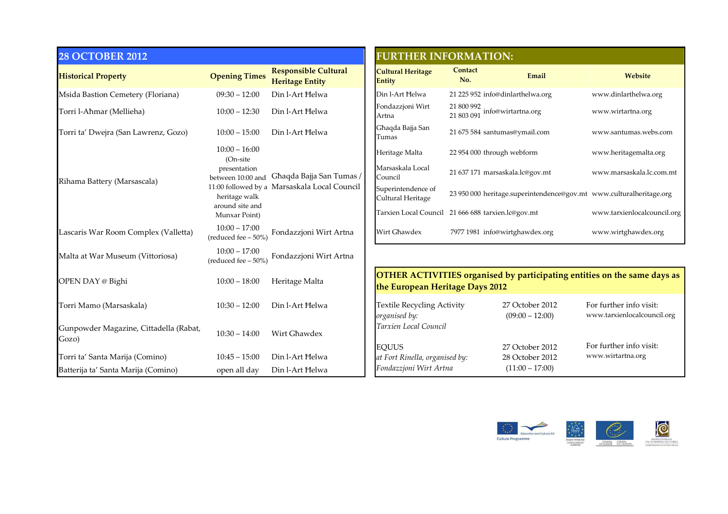## 28 OCTOBER 2012

| Historical Property | Opening Times | Responsible Cultural Heritage Entity |
|---|---|---|
| Msida Bastion Cemetery (Floriana) | 09:30 – 12:00 | Din l-Art Ħelwa |
| Torri l-Aħmar (Mellieħa) | 10:00 – 12:30 | Din l-Art Ħelwa |
| Torri ta' Dwejra (San Lawrenz, Gozo) | 10:00 – 15:00 | Din l-Art Ħelwa |
| Rihama Battery (Marsascala) | 10:00 – 16:00 (On-site presentation between 10:00 and 11:00 followed by a heritage walk around site and Munxar Point) | Għaqda Bajja San Tumas / Marsaskala Local Council |
| Lascaris War Room Complex (Valletta) | 10:00 – 17:00 (reduced fee – 50%) | Fondazzjoni Wirt Artna |
| Malta at War Museum (Vittoriosa) | 10:00 – 17:00 (reduced fee – 50%) | Fondazzjoni Wirt Artna |
| OPEN DAY @ Bighi | 10:00 – 18:00 | Heritage Malta |
| Torri Mamo (Marsaskala) | 10:30 – 12:00 | Din l-Art Ħelwa |
| Gunpowder Magazine, Cittadella (Rabat, Gozo) | 10:30 – 14:00 | Wirt Għawdex |
| Torri ta' Santa Marija (Comino) | 10:45 – 15:00 | Din l-Art Ħelwa |
| Batterija ta' Santa Marija (Comino) | open all day | Din l-Art Ħelwa |

## FURTHER INFORMATION:

| Cultural Heritage Entity | Contact No. | Email | Website |
|---|---|---|---|
| Din l-Art Ħelwa | 21 225 952 | info@dinlarthelwa.org | www.dinlarthelwa.org |
| Fondazzjoni Wirt Artna | 21 800 992<br>21 803 091 | info@wirtartna.org | www.wirtartna.org |
| Għaqda Bajja San Tumas | 21 675 584 | santumas@ymail.com | www.santumas.webs.com |
| Heritage Malta | 22 954 000 | through webform | www.heritagemalta.org |
| Marsaskala Local Council | 21 637 171 | marsaskala.lc@gov.mt | www.marsaskala.lc.com.mt |
| Superintendence of Cultural Heritage | 23 950 000 | heritage.superintendence@gov.mt | www.culturalheritage.org |
| Tarxien Local Council | 21 666 688 | tarxien.lc@gov.mt | www.tarxienlocalcouncil.org |
| Wirt Għawdex | 7977 1981 | info@wirtghawdex.org | www.wirtghawdex.org |

## OTHER ACTIVITIES organised by participating entities on the same days as the European Heritage Days 2012

| | | |
|---|---|---|
| Textile Recycling Activity *organised by: Tarxien Local Council* | 27 October 2012 (09:00 – 12:00) | For further info visit: www.tarxienlocalcouncil.org |
| EQUUS *at Fort Rinella, organised by: Fondazzjoni Wirt Artna* | 27 October 2012<br>28 October 2012<br>(11:00 – 17:00) | For further info visit: www.wirtartna.org |